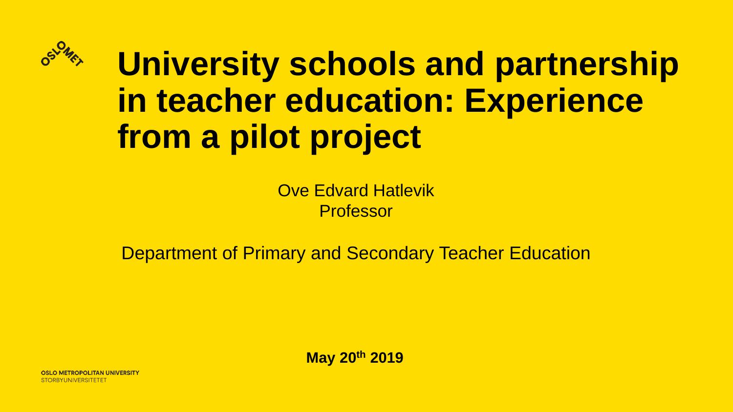# University schools and partnership in teacher education: Experience from a pilot project

Ove Edvard Hatlevik
Professor

Department of Primary and Secondary Teacher Education

**May 20th 2019**

OSLO METROPOLITAN UNIVERSITY
STORBYUNIVERSITETET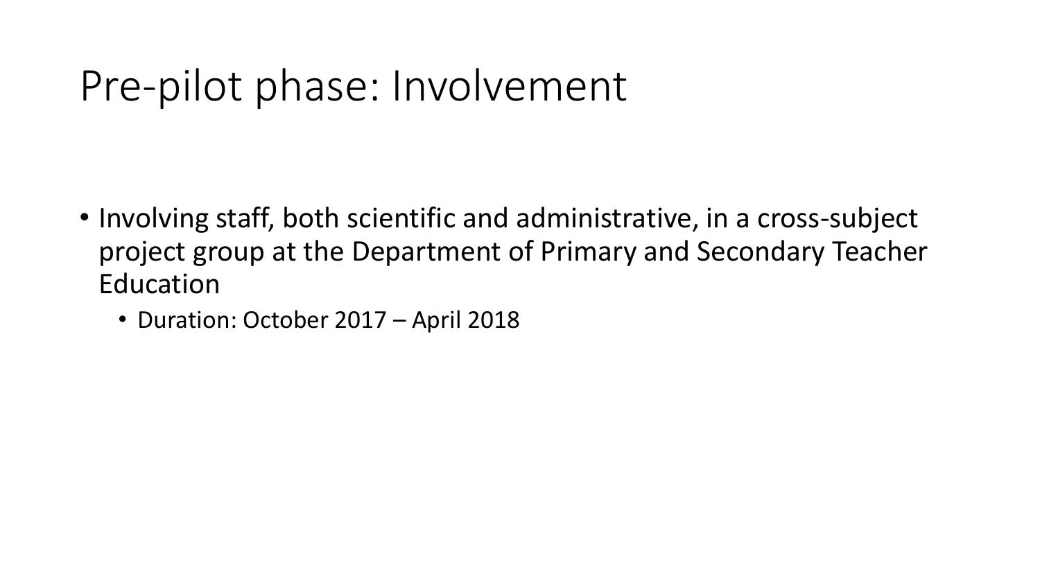# Pre-pilot phase: Involvement

- Involving staff, both scientific and administrative, in a cross-subject project group at the Department of Primary and Secondary Teacher Education
  - Duration: October 2017 – April 2018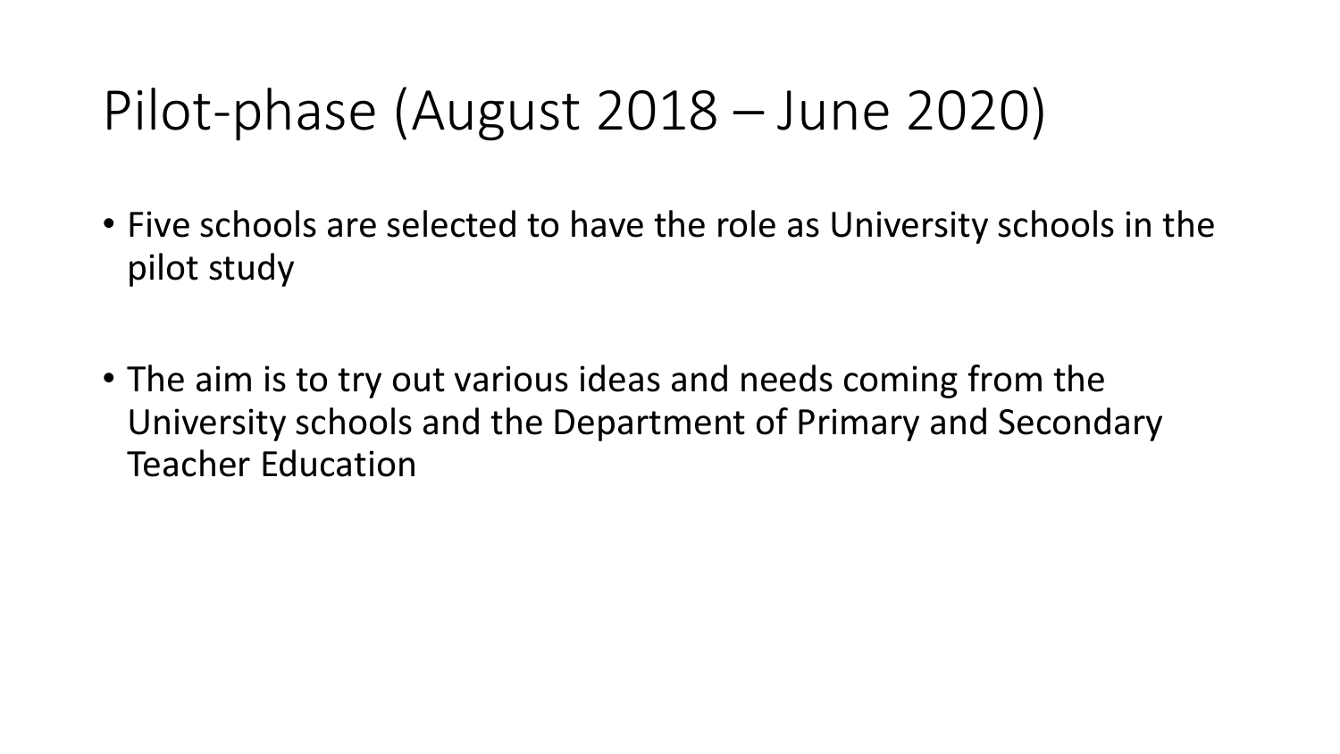# Pilot-phase (August 2018 – June 2020)

- Five schools are selected to have the role as University schools in the pilot study

- The aim is to try out various ideas and needs coming from the University schools and the Department of Primary and Secondary Teacher Education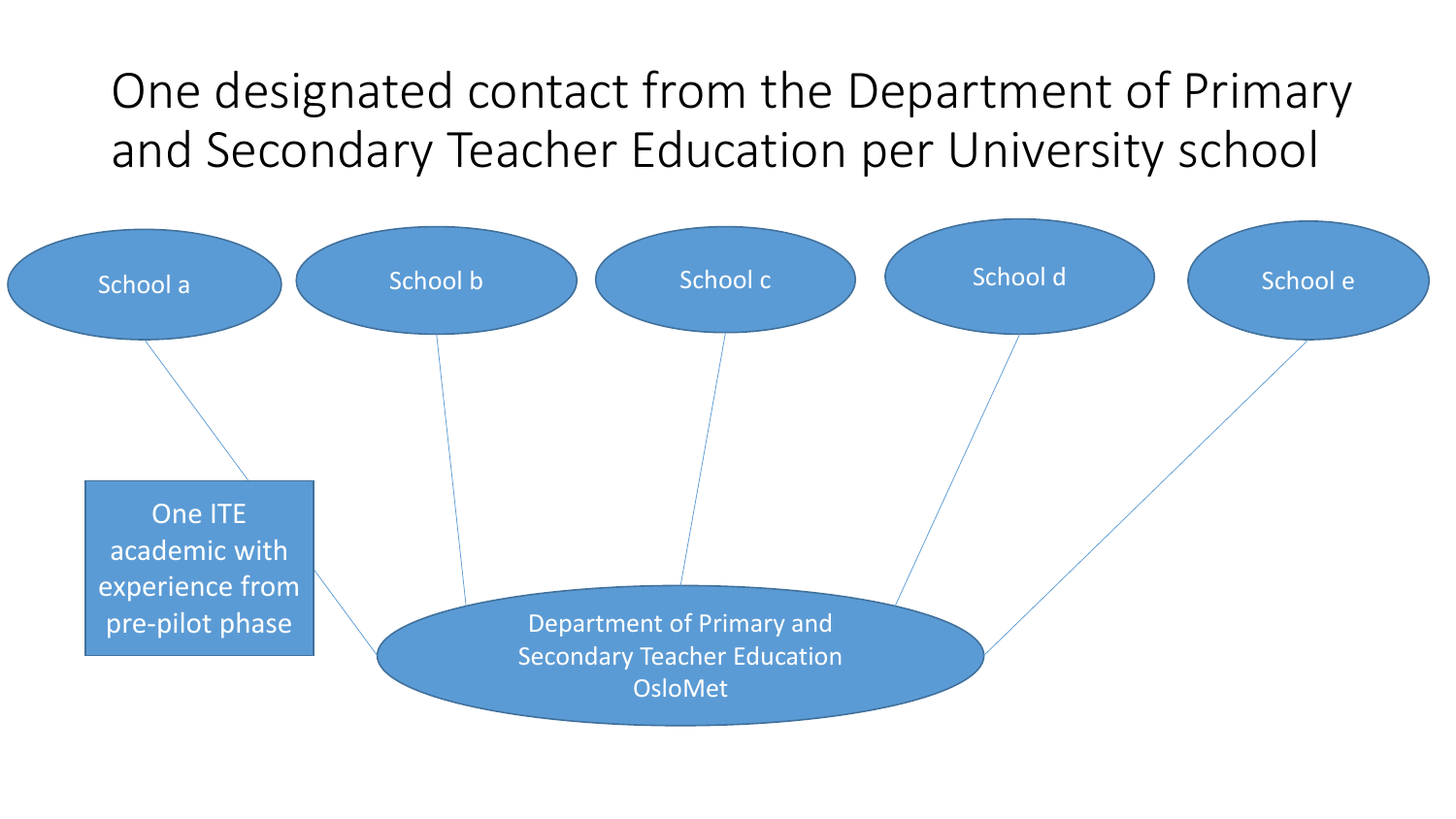# One designated contact from the Department of Primary and Secondary Teacher Education per University school

School a

School b

School c

School d

School e

One ITE academic with experience from pre-pilot phase

Department of Primary and Secondary Teacher Education OsloMet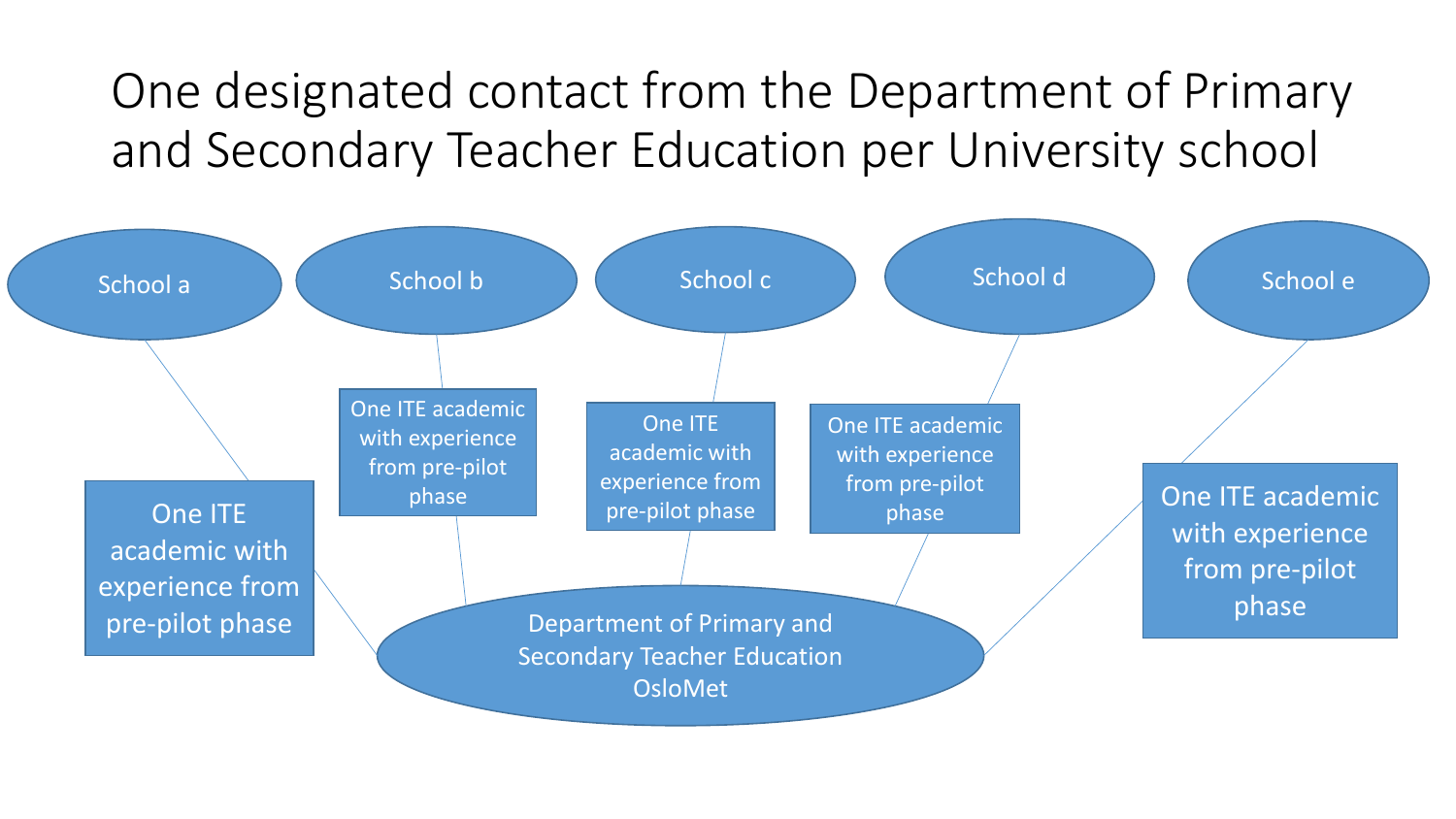# One designated contact from the Department of Primary and Secondary Teacher Education per University school

- School a
- School b
- School c
- School d
- School e

One ITE academic with experience from pre-pilot phase

One ITE academic with experience from pre-pilot phase

One ITE academic with experience from pre-pilot phase

One ITE academic with experience from pre-pilot phase

One ITE academic with experience from pre-pilot phase

Department of Primary and Secondary Teacher Education OsloMet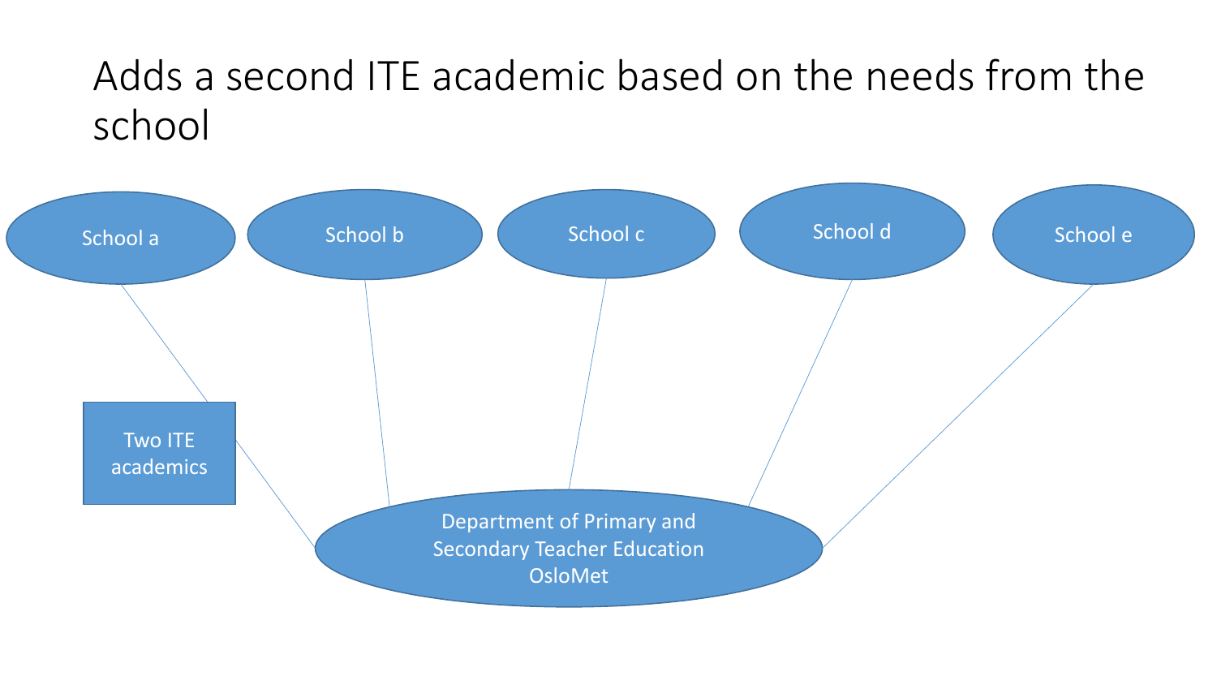# Adds a second ITE academic based on the needs from the school

School a

School b

School c

School d

School e

Two ITE academics

Department of Primary and Secondary Teacher Education OsloMet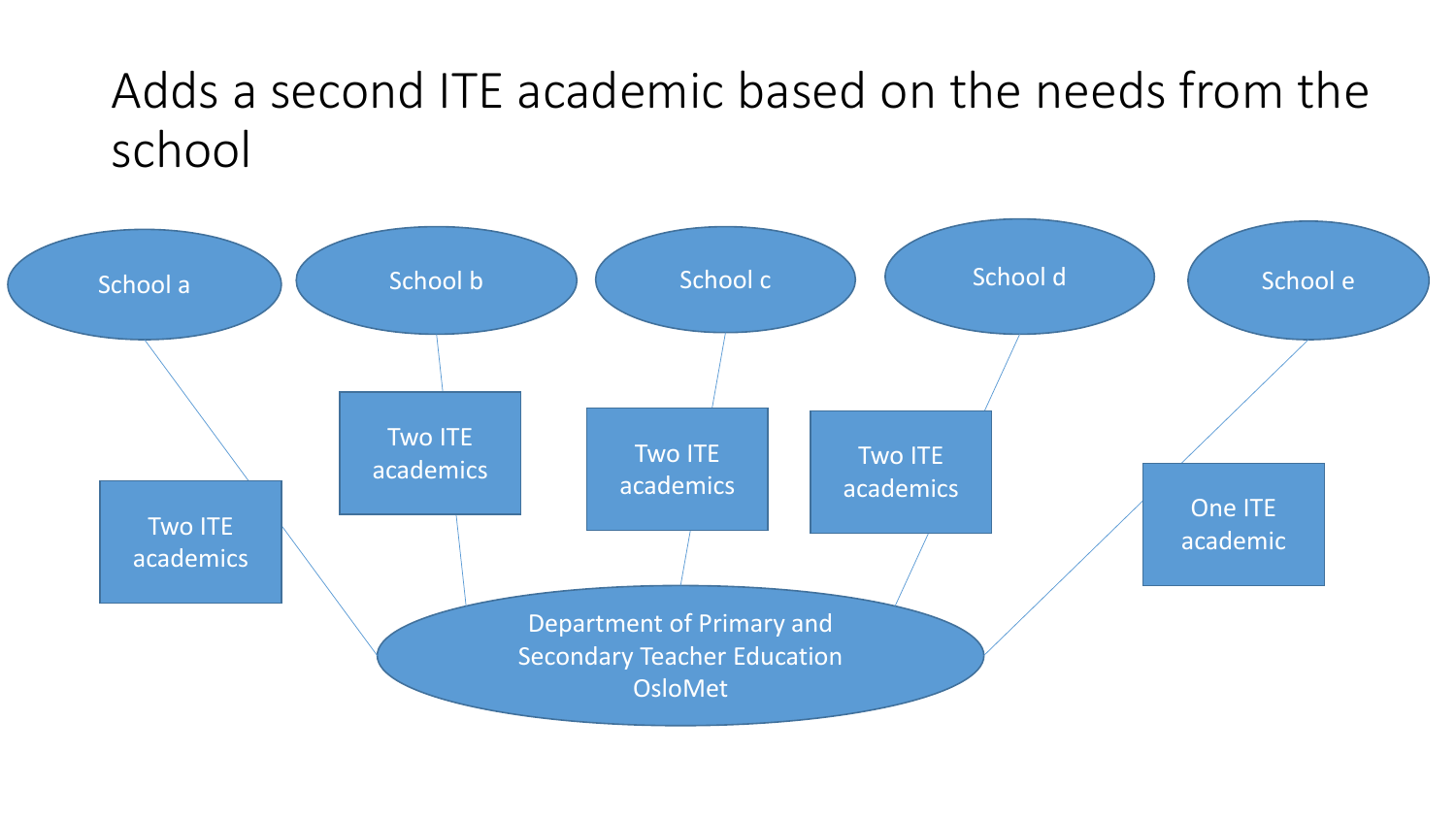# Adds a second ITE academic based on the needs from the school

School a

Two ITE academics

School b

Two ITE academics

School c

Two ITE academics

School d

Two ITE academics

School e

One ITE academic

Department of Primary and Secondary Teacher Education OsloMet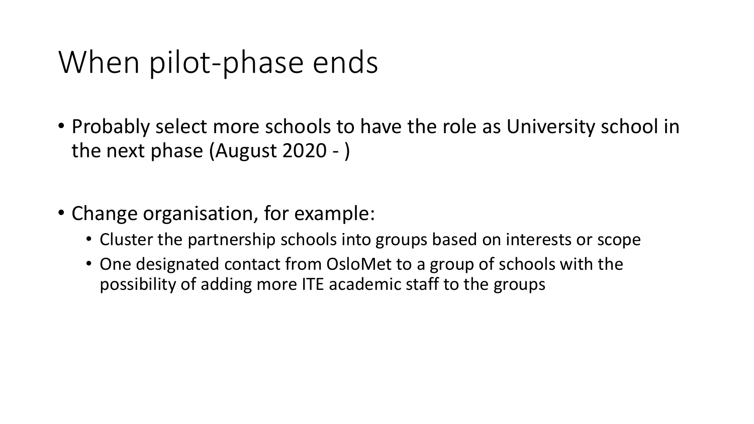# When pilot-phase ends

- Probably select more schools to have the role as University school in the next phase (August 2020 - )

- Change organisation, for example:
  - Cluster the partnership schools into groups based on interests or scope
  - One designated contact from OsloMet to a group of schools with the possibility of adding more ITE academic staff to the groups